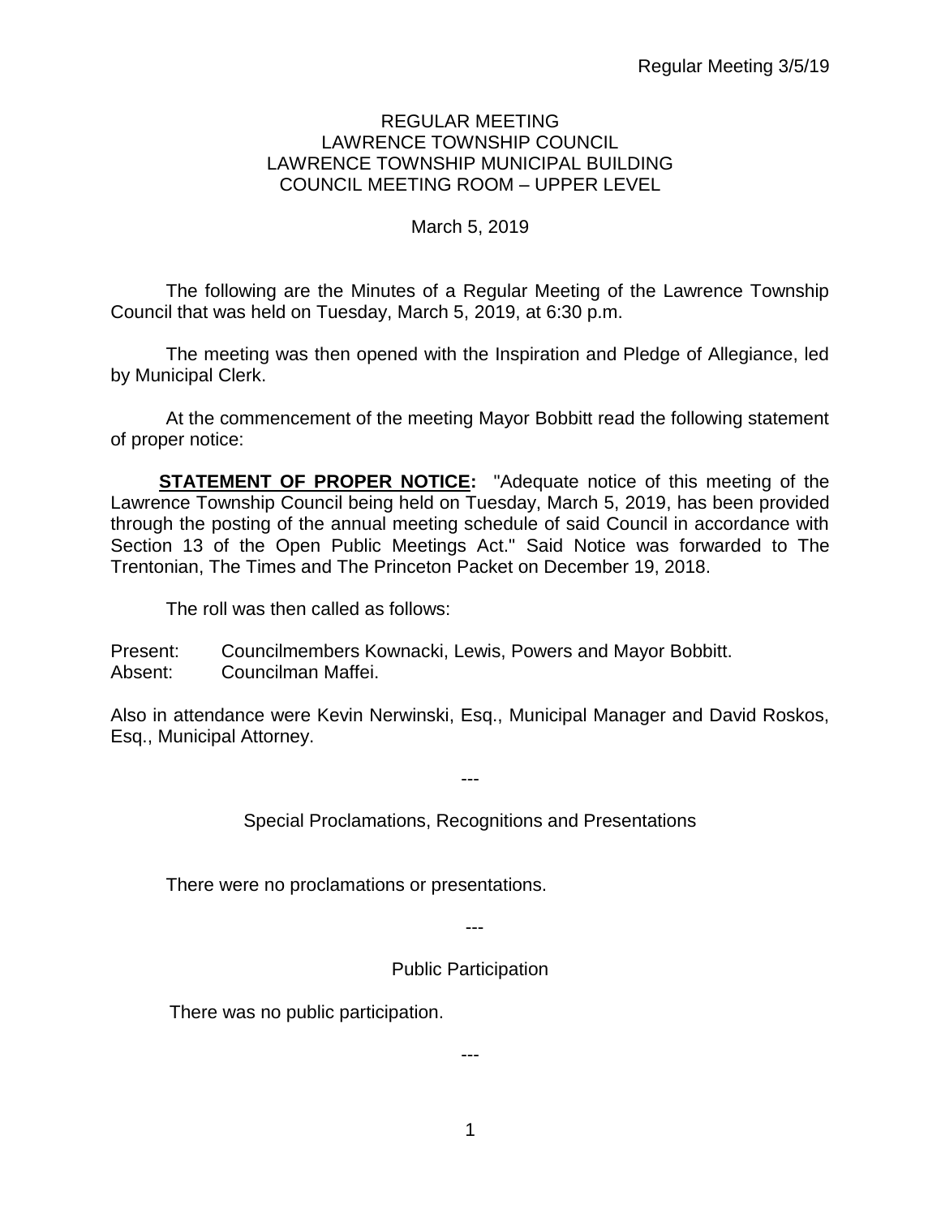# REGULAR MEETING
## LAWRENCE TOWNSHIP COUNCIL
## LAWRENCE TOWNSHIP MUNICIPAL BUILDING
## COUNCIL MEETING ROOM – UPPER LEVEL

March 5, 2019

The following are the Minutes of a Regular Meeting of the Lawrence Township Council that was held on Tuesday, March 5, 2019, at 6:30 p.m.

The meeting was then opened with the Inspiration and Pledge of Allegiance, led by Municipal Clerk.

At the commencement of the meeting Mayor Bobbitt read the following statement of proper notice:

**STATEMENT OF PROPER NOTICE:** "Adequate notice of this meeting of the Lawrence Township Council being held on Tuesday, March 5, 2019, has been provided through the posting of the annual meeting schedule of said Council in accordance with Section 13 of the Open Public Meetings Act." Said Notice was forwarded to The Trentonian, The Times and The Princeton Packet on December 19, 2018.

The roll was then called as follows:

Present: Councilmembers Kownacki, Lewis, Powers and Mayor Bobbitt.
Absent: Councilman Maffei.

Also in attendance were Kevin Nerwinski, Esq., Municipal Manager and David Roskos, Esq., Municipal Attorney.

---

Special Proclamations, Recognitions and Presentations

There were no proclamations or presentations.

---

Public Participation

There was no public participation.

---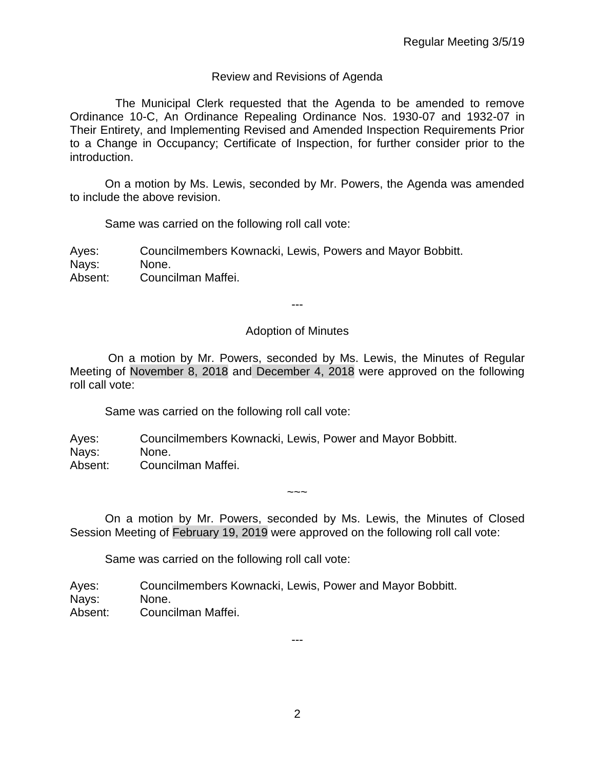## Review and Revisions of Agenda

The Municipal Clerk requested that the Agenda to be amended to remove Ordinance 10-C, An Ordinance Repealing Ordinance Nos. 1930-07 and 1932-07 in Their Entirety, and Implementing Revised and Amended Inspection Requirements Prior to a Change in Occupancy; Certificate of Inspection, for further consider prior to the introduction.

On a motion by Ms. Lewis, seconded by Mr. Powers, the Agenda was amended to include the above revision.

Same was carried on the following roll call vote:

Ayes: Councilmembers Kownacki, Lewis, Powers and Mayor Bobbitt.
Nays: None.
Absent: Councilman Maffei.

---

## Adoption of Minutes

On a motion by Mr. Powers, seconded by Ms. Lewis, the Minutes of Regular Meeting of November 8, 2018 and December 4, 2018 were approved on the following roll call vote:

Same was carried on the following roll call vote:

Ayes: Councilmembers Kownacki, Lewis, Power and Mayor Bobbitt.
Nays: None.
Absent: Councilman Maffei.

~~~

On a motion by Mr. Powers, seconded by Ms. Lewis, the Minutes of Closed Session Meeting of February 19, 2019 were approved on the following roll call vote:

Same was carried on the following roll call vote:

Ayes: Councilmembers Kownacki, Lewis, Power and Mayor Bobbitt.
Nays: None.
Absent: Councilman Maffei.

---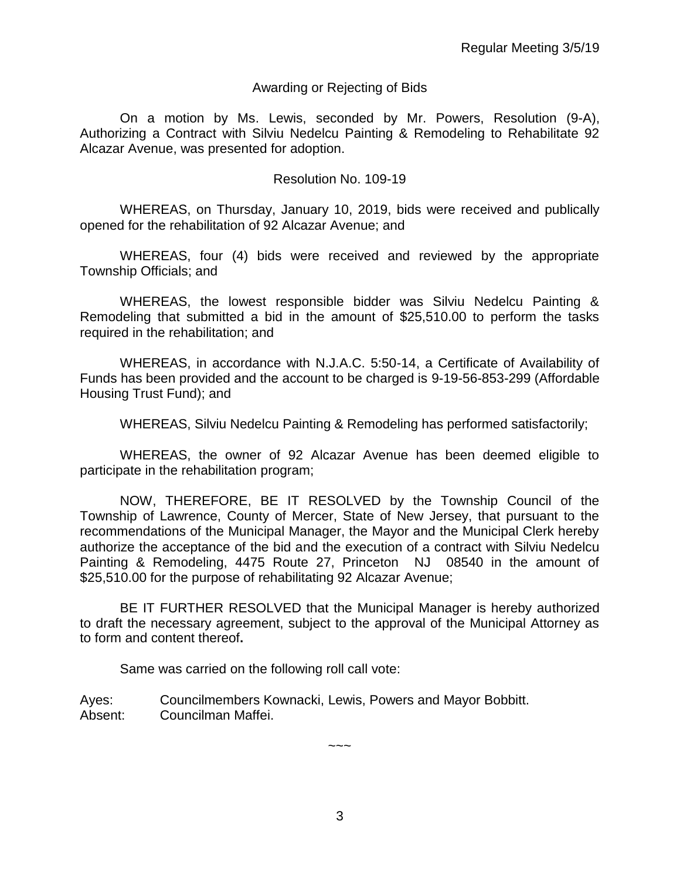## Awarding or Rejecting of Bids

On a motion by Ms. Lewis, seconded by Mr. Powers, Resolution (9-A), Authorizing a Contract with Silviu Nedelcu Painting & Remodeling to Rehabilitate 92 Alcazar Avenue, was presented for adoption.

### Resolution No. 109-19

WHEREAS, on Thursday, January 10, 2019, bids were received and publically opened for the rehabilitation of 92 Alcazar Avenue; and

WHEREAS, four (4) bids were received and reviewed by the appropriate Township Officials; and

WHEREAS, the lowest responsible bidder was Silviu Nedelcu Painting & Remodeling that submitted a bid in the amount of $25,510.00 to perform the tasks required in the rehabilitation; and

WHEREAS, in accordance with N.J.A.C. 5:50-14, a Certificate of Availability of Funds has been provided and the account to be charged is 9-19-56-853-299 (Affordable Housing Trust Fund); and

WHEREAS, Silviu Nedelcu Painting & Remodeling has performed satisfactorily;

WHEREAS, the owner of 92 Alcazar Avenue has been deemed eligible to participate in the rehabilitation program;

NOW, THEREFORE, BE IT RESOLVED by the Township Council of the Township of Lawrence, County of Mercer, State of New Jersey, that pursuant to the recommendations of the Municipal Manager, the Mayor and the Municipal Clerk hereby authorize the acceptance of the bid and the execution of a contract with Silviu Nedelcu Painting & Remodeling, 4475 Route 27, Princeton NJ 08540 in the amount of $25,510.00 for the purpose of rehabilitating 92 Alcazar Avenue;

BE IT FURTHER RESOLVED that the Municipal Manager is hereby authorized to draft the necessary agreement, subject to the approval of the Municipal Attorney as to form and content thereof**.**

Same was carried on the following roll call vote:

Ayes: Councilmembers Kownacki, Lewis, Powers and Mayor Bobbitt.
Absent: Councilman Maffei.

~~~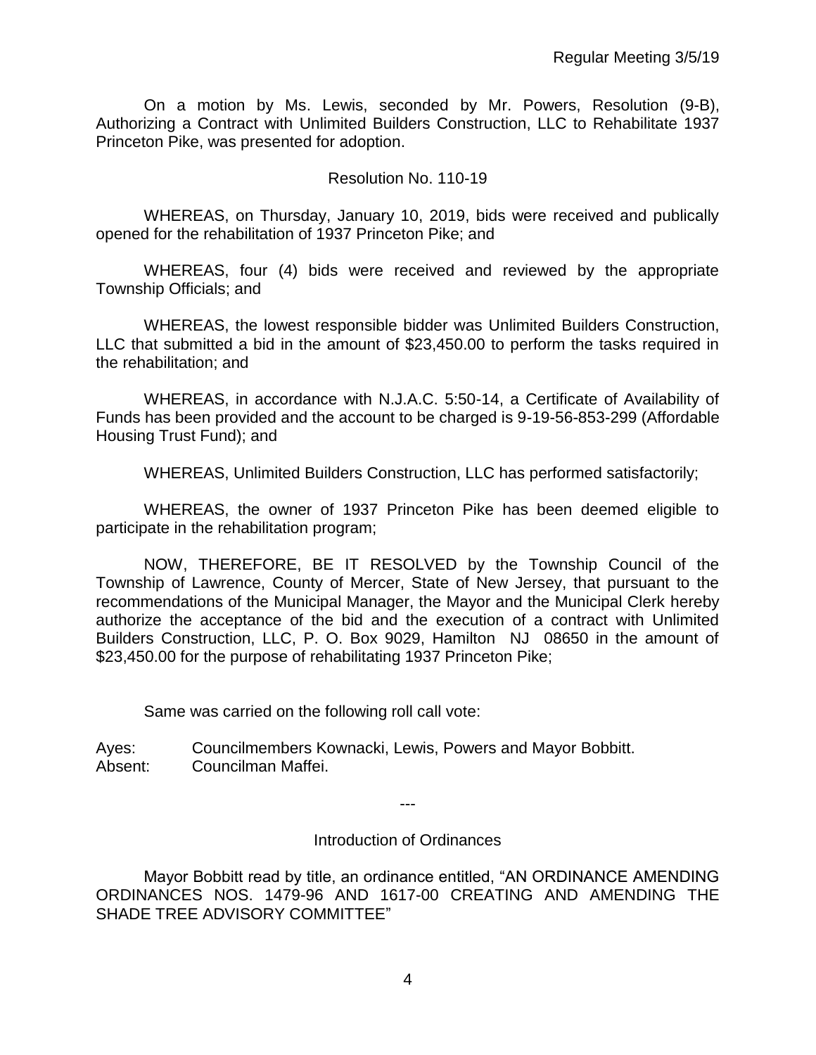On a motion by Ms. Lewis, seconded by Mr. Powers, Resolution (9-B), Authorizing a Contract with Unlimited Builders Construction, LLC to Rehabilitate 1937 Princeton Pike, was presented for adoption.

Resolution No. 110-19

WHEREAS, on Thursday, January 10, 2019, bids were received and publically opened for the rehabilitation of 1937 Princeton Pike; and

WHEREAS, four (4) bids were received and reviewed by the appropriate Township Officials; and

WHEREAS, the lowest responsible bidder was Unlimited Builders Construction, LLC that submitted a bid in the amount of $23,450.00 to perform the tasks required in the rehabilitation; and

WHEREAS, in accordance with N.J.A.C. 5:50-14, a Certificate of Availability of Funds has been provided and the account to be charged is 9-19-56-853-299 (Affordable Housing Trust Fund); and

WHEREAS, Unlimited Builders Construction, LLC has performed satisfactorily;

WHEREAS, the owner of 1937 Princeton Pike has been deemed eligible to participate in the rehabilitation program;

NOW, THEREFORE, BE IT RESOLVED by the Township Council of the Township of Lawrence, County of Mercer, State of New Jersey, that pursuant to the recommendations of the Municipal Manager, the Mayor and the Municipal Clerk hereby authorize the acceptance of the bid and the execution of a contract with Unlimited Builders Construction, LLC, P. O. Box 9029, Hamilton NJ 08650 in the amount of $23,450.00 for the purpose of rehabilitating 1937 Princeton Pike;

Same was carried on the following roll call vote:

Ayes: Councilmembers Kownacki, Lewis, Powers and Mayor Bobbitt.
Absent: Councilman Maffei.

---

Introduction of Ordinances

Mayor Bobbitt read by title, an ordinance entitled, "AN ORDINANCE AMENDING ORDINANCES NOS. 1479-96 AND 1617-00 CREATING AND AMENDING THE SHADE TREE ADVISORY COMMITTEE"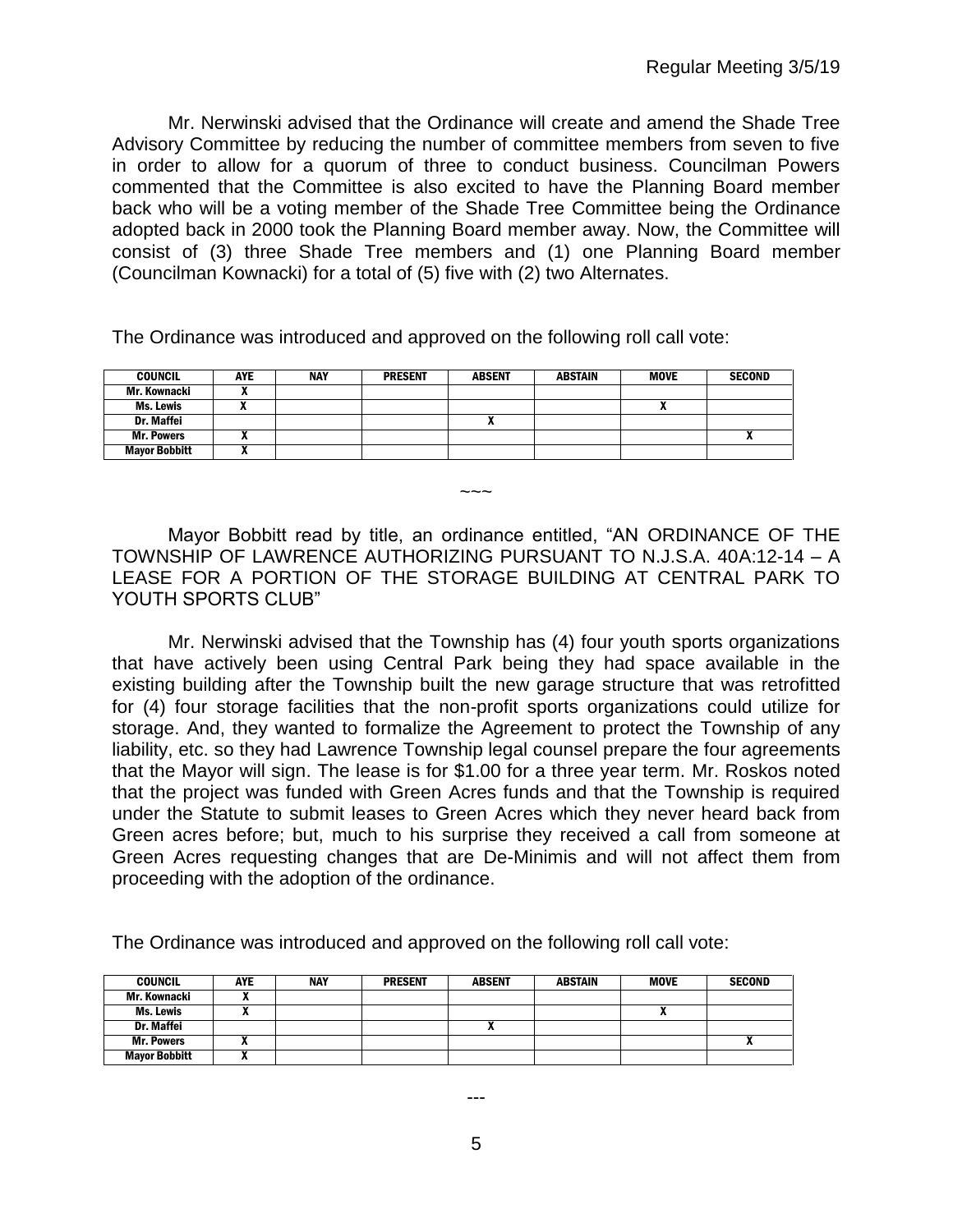Mr. Nerwinski advised that the Ordinance will create and amend the Shade Tree Advisory Committee by reducing the number of committee members from seven to five in order to allow for a quorum of three to conduct business. Councilman Powers commented that the Committee is also excited to have the Planning Board member back who will be a voting member of the Shade Tree Committee being the Ordinance adopted back in 2000 took the Planning Board member away. Now, the Committee will consist of (3) three Shade Tree members and (1) one Planning Board member (Councilman Kownacki) for a total of (5) five with (2) two Alternates.

The Ordinance was introduced and approved on the following roll call vote:

| COUNCIL | AYE | NAY | PRESENT | ABSENT | ABSTAIN | MOVE | SECOND |
|---|---|---|---|---|---|---|---|
| Mr. Kownacki | X | | | | | | |
| Ms. Lewis | X | | | | | X | |
| Dr. Maffei | | | | X | | | |
| Mr. Powers | X | | | | | | X |
| Mayor Bobbitt | X | | | | | | |

~~~

Mayor Bobbitt read by title, an ordinance entitled, "AN ORDINANCE OF THE TOWNSHIP OF LAWRENCE AUTHORIZING PURSUANT TO N.J.S.A. 40A:12-14 – A LEASE FOR A PORTION OF THE STORAGE BUILDING AT CENTRAL PARK TO YOUTH SPORTS CLUB"

Mr. Nerwinski advised that the Township has (4) four youth sports organizations that have actively been using Central Park being they had space available in the existing building after the Township built the new garage structure that was retrofitted for (4) four storage facilities that the non-profit sports organizations could utilize for storage. And, they wanted to formalize the Agreement to protect the Township of any liability, etc. so they had Lawrence Township legal counsel prepare the four agreements that the Mayor will sign. The lease is for $1.00 for a three year term. Mr. Roskos noted that the project was funded with Green Acres funds and that the Township is required under the Statute to submit leases to Green Acres which they never heard back from Green acres before; but, much to his surprise they received a call from someone at Green Acres requesting changes that are De-Minimis and will not affect them from proceeding with the adoption of the ordinance.

The Ordinance was introduced and approved on the following roll call vote:

| COUNCIL | AYE | NAY | PRESENT | ABSENT | ABSTAIN | MOVE | SECOND |
|---|---|---|---|---|---|---|---|
| Mr. Kownacki | X | | | | | | |
| Ms. Lewis | X | | | | | X | |
| Dr. Maffei | | | | X | | | |
| Mr. Powers | X | | | | | | X |
| Mayor Bobbitt | X | | | | | | |

---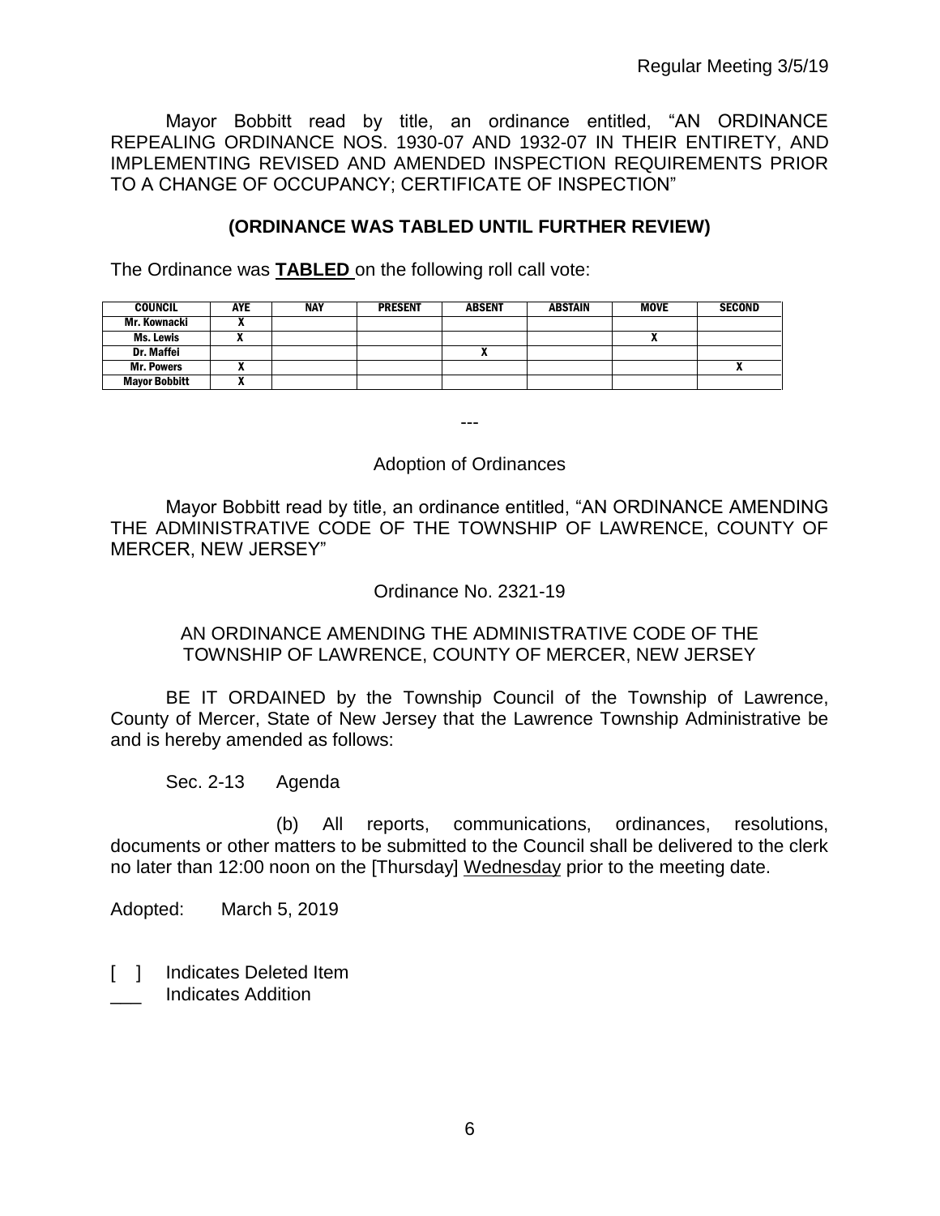Mayor Bobbitt read by title, an ordinance entitled, "AN ORDINANCE REPEALING ORDINANCE NOS. 1930-07 AND 1932-07 IN THEIR ENTIRETY, AND IMPLEMENTING REVISED AND AMENDED INSPECTION REQUIREMENTS PRIOR TO A CHANGE OF OCCUPANCY; CERTIFICATE OF INSPECTION"

**(ORDINANCE WAS TABLED UNTIL FURTHER REVIEW)**

The Ordinance was **TABLED** on the following roll call vote:

| COUNCIL | AYE | NAY | PRESENT | ABSENT | ABSTAIN | MOVE | SECOND |
|---|---|---|---|---|---|---|---|
| Mr. Kownacki | X | | | | | | |
| Ms. Lewis | X | | | | | X | |
| Dr. Maffei | | | | X | | | |
| Mr. Powers | X | | | | | | X |
| Mayor Bobbitt | X | | | | | | |

---

Adoption of Ordinances

Mayor Bobbitt read by title, an ordinance entitled, "AN ORDINANCE AMENDING THE ADMINISTRATIVE CODE OF THE TOWNSHIP OF LAWRENCE, COUNTY OF MERCER, NEW JERSEY"

Ordinance No. 2321-19

AN ORDINANCE AMENDING THE ADMINISTRATIVE CODE OF THE TOWNSHIP OF LAWRENCE, COUNTY OF MERCER, NEW JERSEY

BE IT ORDAINED by the Township Council of the Township of Lawrence, County of Mercer, State of New Jersey that the Lawrence Township Administrative be and is hereby amended as follows:

Sec. 2-13 Agenda

(b) All reports, communications, ordinances, resolutions, documents or other matters to be submitted to the Council shall be delivered to the clerk no later than 12:00 noon on the [Thursday] <u>Wednesday</u> prior to the meeting date.

Adopted: March 5, 2019

[ ] Indicates Deleted Item
___ Indicates Addition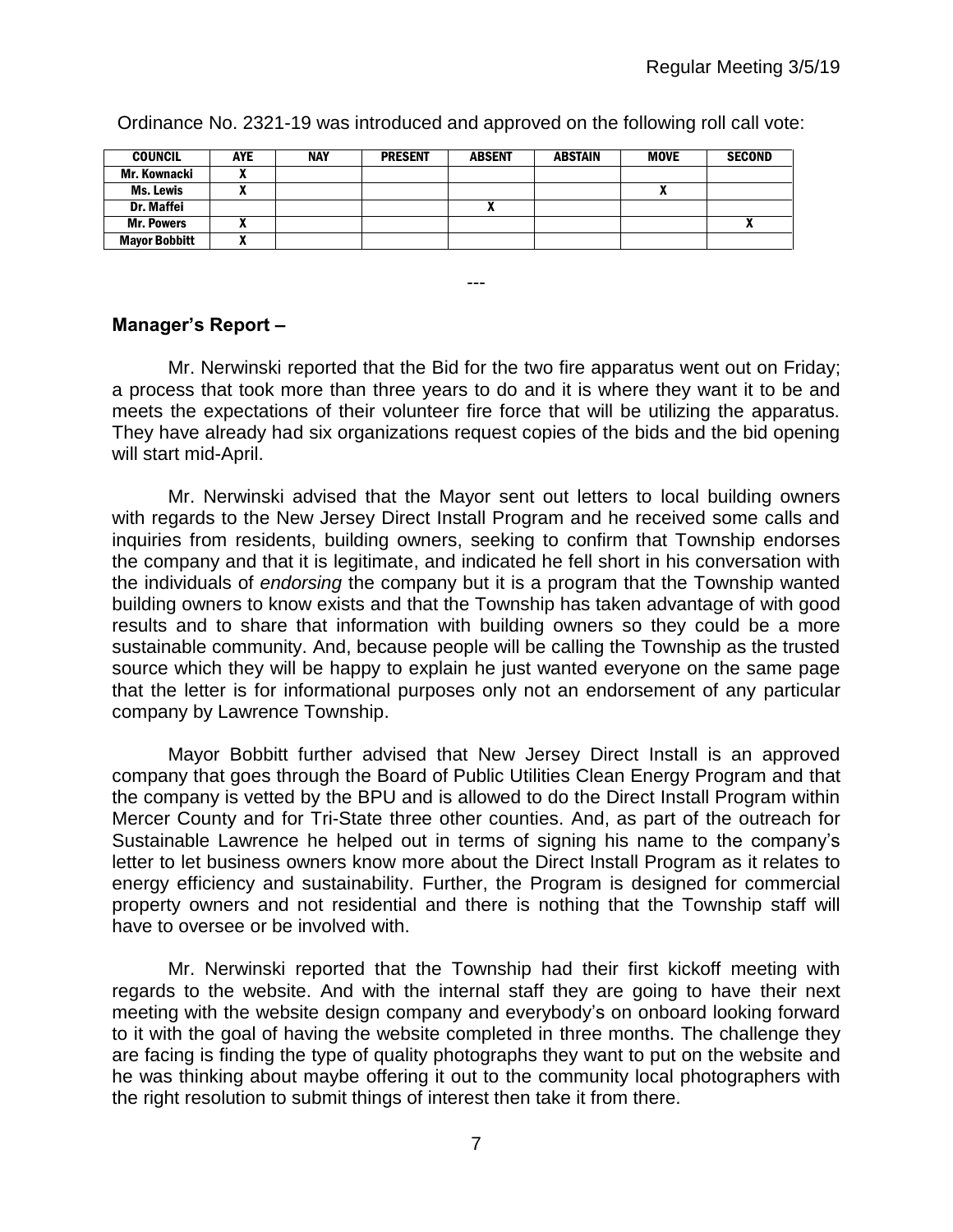Ordinance No. 2321-19 was introduced and approved on the following roll call vote:

| COUNCIL | AYE | NAY | PRESENT | ABSENT | ABSTAIN | MOVE | SECOND |
|---|---|---|---|---|---|---|---|
| Mr. Kownacki | X | | | | | | |
| Ms. Lewis | X | | | | | X | |
| Dr. Maffei | | | | X | | | |
| Mr. Powers | X | | | | | | X |
| Mayor Bobbitt | X | | | | | | |

---

**Manager's Report –**

Mr. Nerwinski reported that the Bid for the two fire apparatus went out on Friday; a process that took more than three years to do and it is where they want it to be and meets the expectations of their volunteer fire force that will be utilizing the apparatus. They have already had six organizations request copies of the bids and the bid opening will start mid-April.

Mr. Nerwinski advised that the Mayor sent out letters to local building owners with regards to the New Jersey Direct Install Program and he received some calls and inquiries from residents, building owners, seeking to confirm that Township endorses the company and that it is legitimate, and indicated he fell short in his conversation with the individuals of *endorsing* the company but it is a program that the Township wanted building owners to know exists and that the Township has taken advantage of with good results and to share that information with building owners so they could be a more sustainable community. And, because people will be calling the Township as the trusted source which they will be happy to explain he just wanted everyone on the same page that the letter is for informational purposes only not an endorsement of any particular company by Lawrence Township.

Mayor Bobbitt further advised that New Jersey Direct Install is an approved company that goes through the Board of Public Utilities Clean Energy Program and that the company is vetted by the BPU and is allowed to do the Direct Install Program within Mercer County and for Tri-State three other counties. And, as part of the outreach for Sustainable Lawrence he helped out in terms of signing his name to the company's letter to let business owners know more about the Direct Install Program as it relates to energy efficiency and sustainability. Further, the Program is designed for commercial property owners and not residential and there is nothing that the Township staff will have to oversee or be involved with.

Mr. Nerwinski reported that the Township had their first kickoff meeting with regards to the website. And with the internal staff they are going to have their next meeting with the website design company and everybody's on onboard looking forward to it with the goal of having the website completed in three months. The challenge they are facing is finding the type of quality photographs they want to put on the website and he was thinking about maybe offering it out to the community local photographers with the right resolution to submit things of interest then take it from there.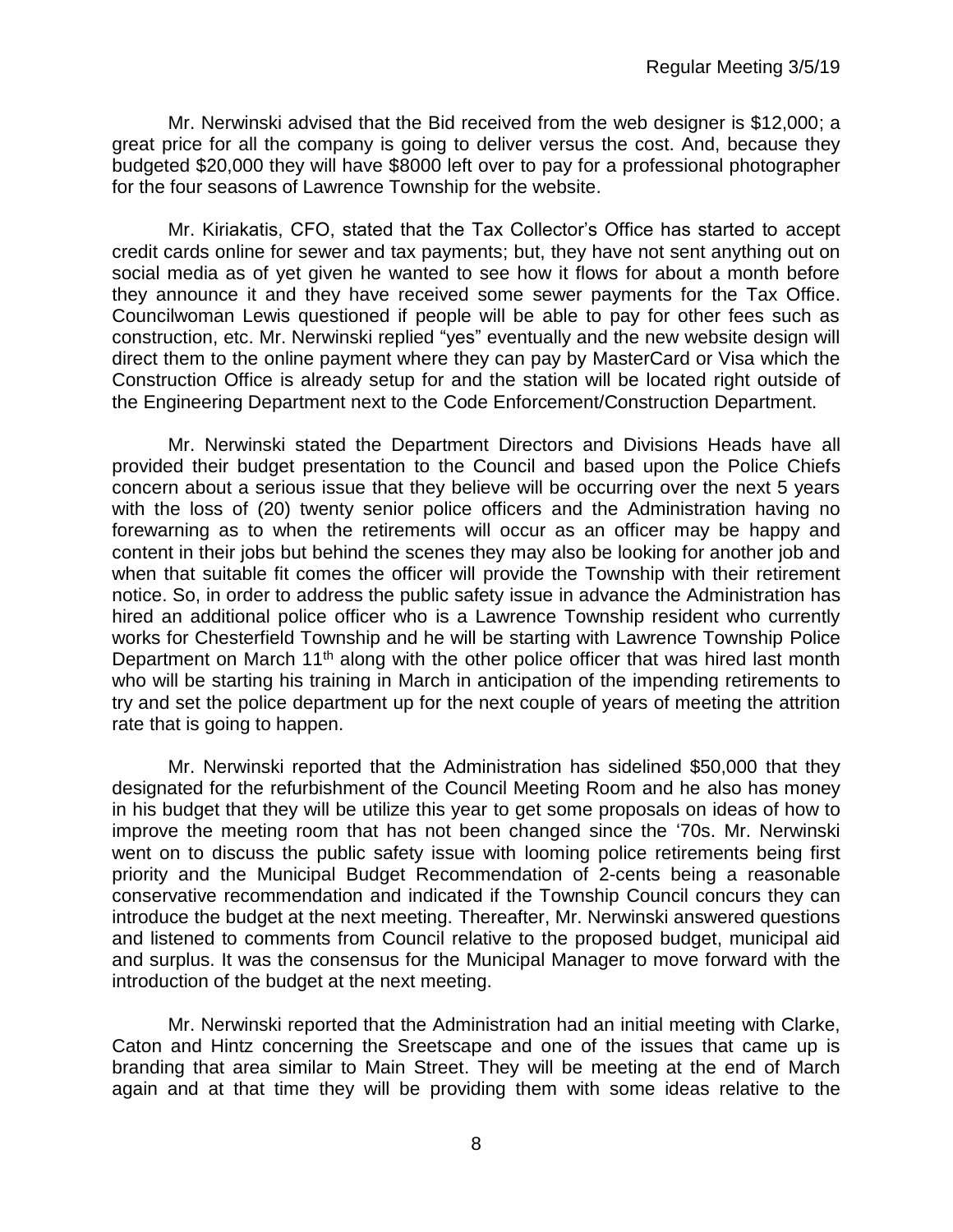Mr. Nerwinski advised that the Bid received from the web designer is $12,000; a great price for all the company is going to deliver versus the cost. And, because they budgeted $20,000 they will have $8000 left over to pay for a professional photographer for the four seasons of Lawrence Township for the website.

Mr. Kiriakatis, CFO, stated that the Tax Collector's Office has started to accept credit cards online for sewer and tax payments; but, they have not sent anything out on social media as of yet given he wanted to see how it flows for about a month before they announce it and they have received some sewer payments for the Tax Office. Councilwoman Lewis questioned if people will be able to pay for other fees such as construction, etc. Mr. Nerwinski replied "yes" eventually and the new website design will direct them to the online payment where they can pay by MasterCard or Visa which the Construction Office is already setup for and the station will be located right outside of the Engineering Department next to the Code Enforcement/Construction Department.

Mr. Nerwinski stated the Department Directors and Divisions Heads have all provided their budget presentation to the Council and based upon the Police Chiefs concern about a serious issue that they believe will be occurring over the next 5 years with the loss of (20) twenty senior police officers and the Administration having no forewarning as to when the retirements will occur as an officer may be happy and content in their jobs but behind the scenes they may also be looking for another job and when that suitable fit comes the officer will provide the Township with their retirement notice. So, in order to address the public safety issue in advance the Administration has hired an additional police officer who is a Lawrence Township resident who currently works for Chesterfield Township and he will be starting with Lawrence Township Police Department on March 11th along with the other police officer that was hired last month who will be starting his training in March in anticipation of the impending retirements to try and set the police department up for the next couple of years of meeting the attrition rate that is going to happen.

Mr. Nerwinski reported that the Administration has sidelined $50,000 that they designated for the refurbishment of the Council Meeting Room and he also has money in his budget that they will be utilize this year to get some proposals on ideas of how to improve the meeting room that has not been changed since the '70s. Mr. Nerwinski went on to discuss the public safety issue with looming police retirements being first priority and the Municipal Budget Recommendation of 2-cents being a reasonable conservative recommendation and indicated if the Township Council concurs they can introduce the budget at the next meeting. Thereafter, Mr. Nerwinski answered questions and listened to comments from Council relative to the proposed budget, municipal aid and surplus. It was the consensus for the Municipal Manager to move forward with the introduction of the budget at the next meeting.

Mr. Nerwinski reported that the Administration had an initial meeting with Clarke, Caton and Hintz concerning the Sreetscape and one of the issues that came up is branding that area similar to Main Street. They will be meeting at the end of March again and at that time they will be providing them with some ideas relative to the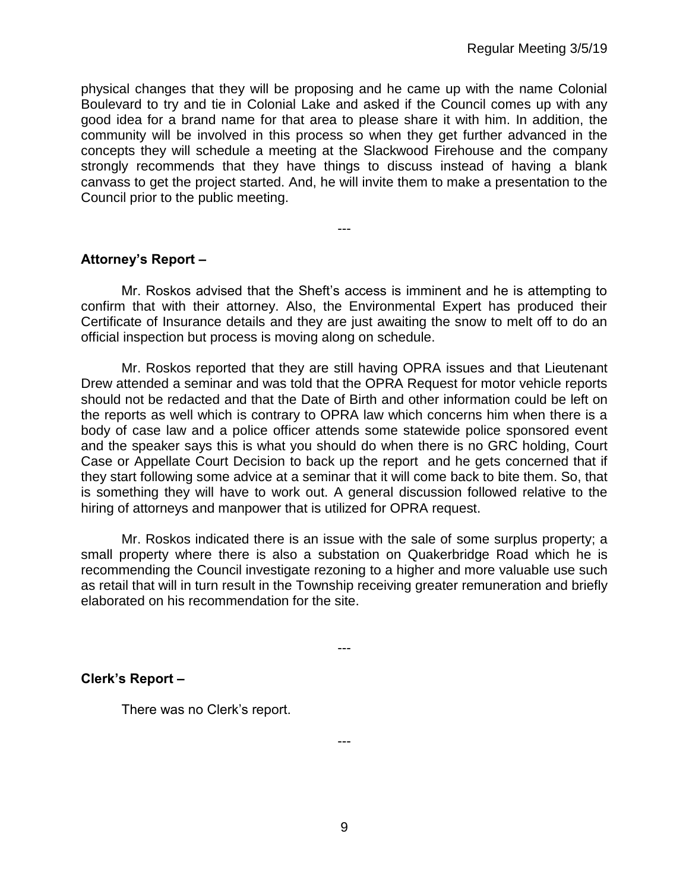physical changes that they will be proposing and he came up with the name Colonial Boulevard to try and tie in Colonial Lake and asked if the Council comes up with any good idea for a brand name for that area to please share it with him. In addition, the community will be involved in this process so when they get further advanced in the concepts they will schedule a meeting at the Slackwood Firehouse and the company strongly recommends that they have things to discuss instead of having a blank canvass to get the project started. And, he will invite them to make a presentation to the Council prior to the public meeting.

---

**Attorney's Report –**

Mr. Roskos advised that the Sheft's access is imminent and he is attempting to confirm that with their attorney. Also, the Environmental Expert has produced their Certificate of Insurance details and they are just awaiting the snow to melt off to do an official inspection but process is moving along on schedule.

Mr. Roskos reported that they are still having OPRA issues and that Lieutenant Drew attended a seminar and was told that the OPRA Request for motor vehicle reports should not be redacted and that the Date of Birth and other information could be left on the reports as well which is contrary to OPRA law which concerns him when there is a body of case law and a police officer attends some statewide police sponsored event and the speaker says this is what you should do when there is no GRC holding, Court Case or Appellate Court Decision to back up the report and he gets concerned that if they start following some advice at a seminar that it will come back to bite them. So, that is something they will have to work out. A general discussion followed relative to the hiring of attorneys and manpower that is utilized for OPRA request.

Mr. Roskos indicated there is an issue with the sale of some surplus property; a small property where there is also a substation on Quakerbridge Road which he is recommending the Council investigate rezoning to a higher and more valuable use such as retail that will in turn result in the Township receiving greater remuneration and briefly elaborated on his recommendation for the site.

---

**Clerk's Report –**

There was no Clerk's report.

---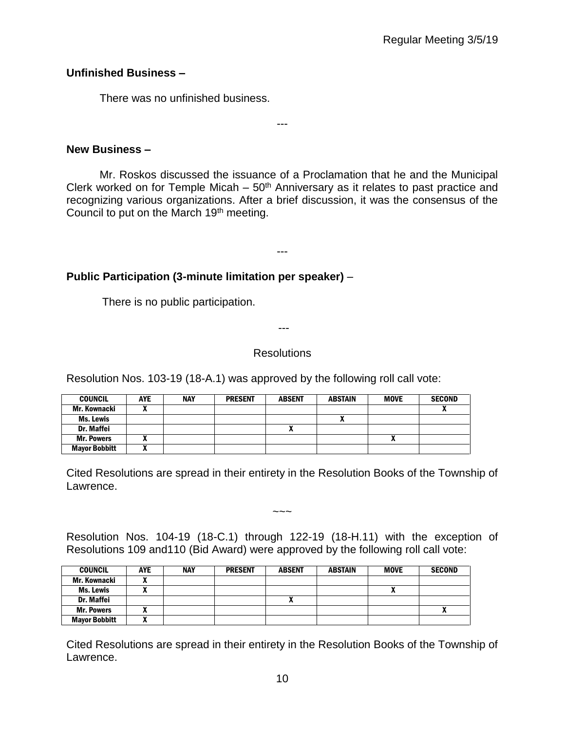**Unfinished Business –**

There was no unfinished business.

---

**New Business –**

Mr. Roskos discussed the issuance of a Proclamation that he and the Municipal Clerk worked on for Temple Micah – 50th Anniversary as it relates to past practice and recognizing various organizations. After a brief discussion, it was the consensus of the Council to put on the March 19th meeting.

---

**Public Participation (3-minute limitation per speaker)** –

There is no public participation.

---

Resolutions

Resolution Nos. 103-19 (18-A.1) was approved by the following roll call vote:

| COUNCIL | AYE | NAY | PRESENT | ABSENT | ABSTAIN | MOVE | SECOND |
|---|---|---|---|---|---|---|---|
| Mr. Kownacki | X | | | | | | X |
| Ms. Lewis | | | | | X | | |
| Dr. Maffei | | | | X | | | |
| Mr. Powers | X | | | | | X | |
| Mayor Bobbitt | X | | | | | | |

Cited Resolutions are spread in their entirety in the Resolution Books of the Township of Lawrence.

~~~

Resolution Nos. 104-19 (18-C.1) through 122-19 (18-H.11) with the exception of Resolutions 109 and110 (Bid Award) were approved by the following roll call vote:

| COUNCIL | AYE | NAY | PRESENT | ABSENT | ABSTAIN | MOVE | SECOND |
|---|---|---|---|---|---|---|---|
| Mr. Kownacki | X | | | | | | |
| Ms. Lewis | X | | | | | X | |
| Dr. Maffei | | | | X | | | |
| Mr. Powers | X | | | | | | X |
| Mayor Bobbitt | X | | | | | | |

Cited Resolutions are spread in their entirety in the Resolution Books of the Township of Lawrence.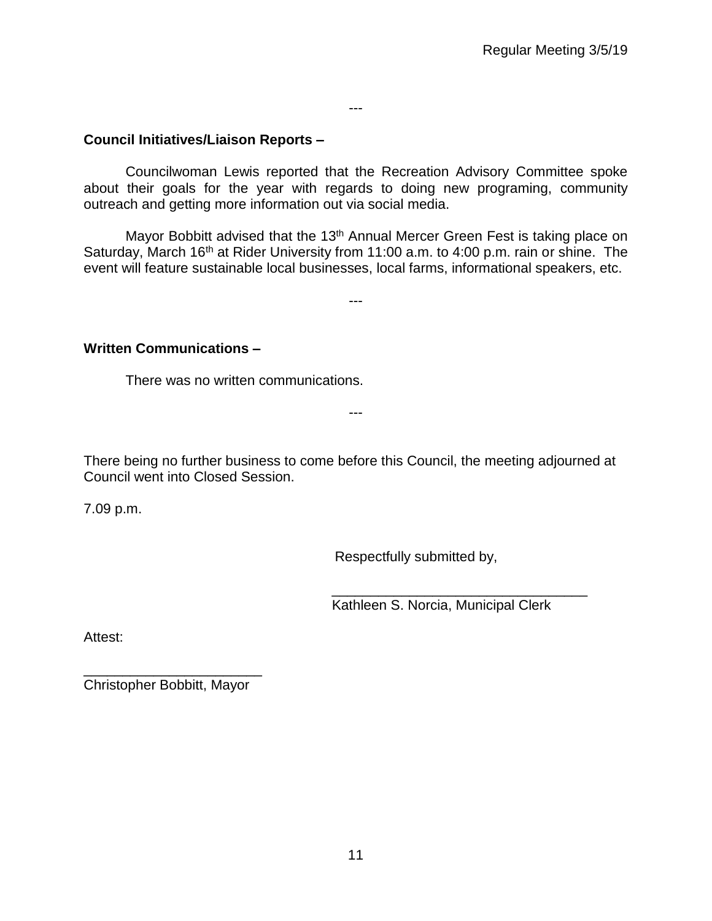---

**Council Initiatives/Liaison Reports –**

Councilwoman Lewis reported that the Recreation Advisory Committee spoke about their goals for the year with regards to doing new programing, community outreach and getting more information out via social media.

Mayor Bobbitt advised that the 13th Annual Mercer Green Fest is taking place on Saturday, March 16th at Rider University from 11:00 a.m. to 4:00 p.m. rain or shine. The event will feature sustainable local businesses, local farms, informational speakers, etc.

---

**Written Communications –**

There was no written communications.

---

There being no further business to come before this Council, the meeting adjourned at Council went into Closed Session.

7.09 p.m.

Respectfully submitted by,

_________________________________
Kathleen S. Norcia, Municipal Clerk

Attest:

_______________________
Christopher Bobbitt, Mayor